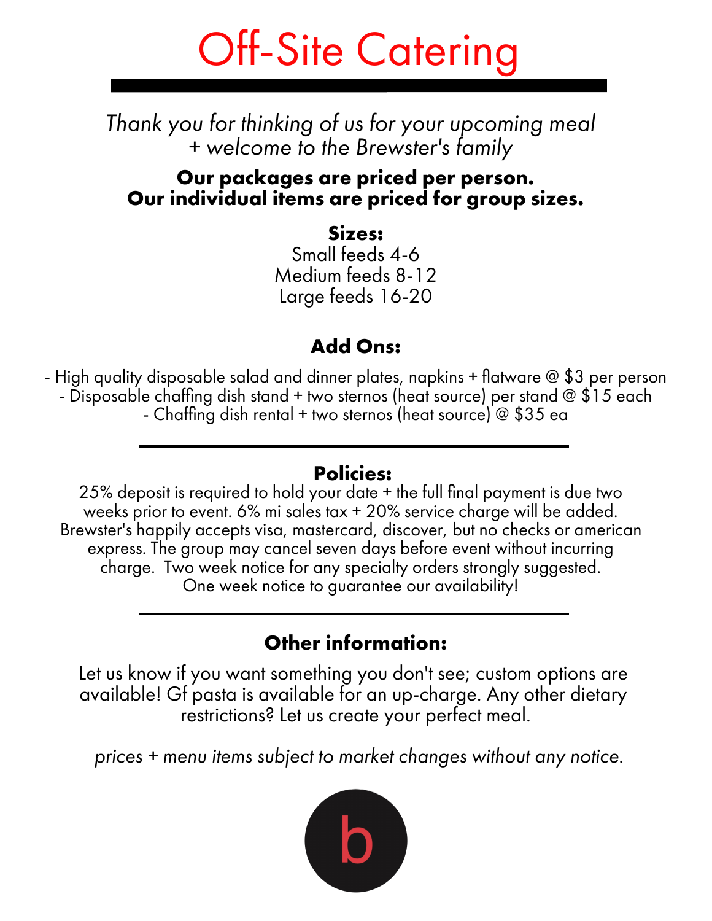# Off-Site Catering

*Thank you for thinking of us for your upcoming meal + welcome to the Brewster's family*

**Our packages are priced per person.**
**Our individual items are priced for group sizes.**

### Sizes:

Small feeds 4-6
Medium feeds 8-12
Large feeds 16-20

### Add Ons:

- High quality disposable salad and dinner plates, napkins + flatware @ $3 per person
- Disposable chaffing dish stand + two sternos (heat source) per stand @ $15 each
- Chaffing dish rental + two sternos (heat source) @ $35 ea

---

### Policies:

25% deposit is required to hold your date + the full final payment is due two weeks prior to event. 6% mi sales tax + 20% service charge will be added. Brewster's happily accepts visa, mastercard, discover, but no checks or american express. The group may cancel seven days before event without incurring charge. Two week notice for any specialty orders strongly suggested. One week notice to guarantee our availability!

---

### Other information:

Let us know if you want something you don't see; custom options are available! Gf pasta is available for an up-charge. Any other dietary restrictions? Let us create your perfect meal.

*prices + menu items subject to market changes without any notice.*

b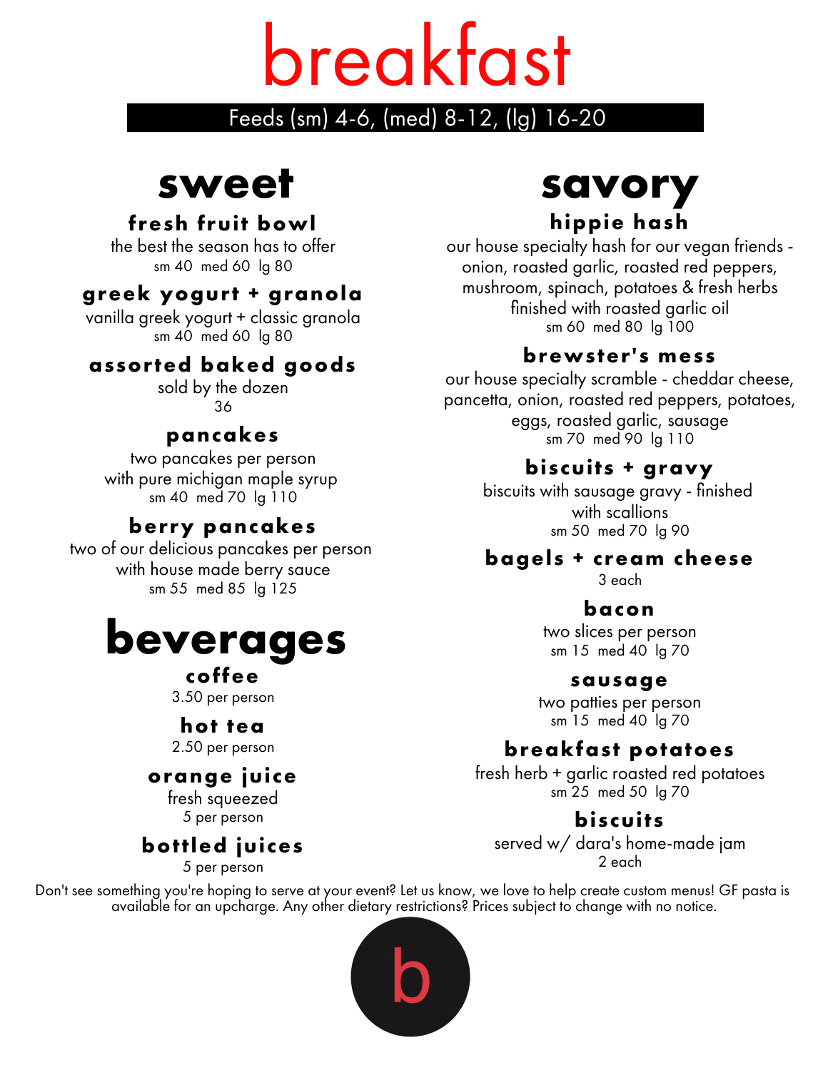# breakfast

Feeds (sm) 4-6, (med) 8-12, (lg) 16-20

## sweet

### fresh fruit bowl

the best the season has to offer
sm 40 med 60 lg 80

### greek yogurt + granola

vanilla greek yogurt + classic granola
sm 40 med 60 lg 80

### assorted baked goods

sold by the dozen
36

### pancakes

two pancakes per person
with pure michigan maple syrup
sm 40 med 70 lg 110

### berry pancakes

two of our delicious pancakes per person
with house made berry sauce
sm 55 med 85 lg 125

## beverages

### coffee

3.50 per person

### hot tea

2.50 per person

### orange juice

fresh squeezed
5 per person

### bottled juices

5 per person

## savory

### hippie hash

our house specialty hash for our vegan friends - onion, roasted garlic, roasted red peppers, mushroom, spinach, potatoes & fresh herbs finished with roasted garlic oil
sm 60 med 80 lg 100

### brewster's mess

our house specialty scramble - cheddar cheese, pancetta, onion, roasted red peppers, potatoes, eggs, roasted garlic, sausage
sm 70 med 90 lg 110

### biscuits + gravy

biscuits with sausage gravy - finished with scallions
sm 50 med 70 lg 90

### bagels + cream cheese

3 each

### bacon

two slices per person
sm 15 med 40 lg 70

### sausage

two patties per person
sm 15 med 40 lg 70

### breakfast potatoes

fresh herb + garlic roasted red potatoes
sm 25 med 50 lg 70

### biscuits

served w/ dara's home-made jam
2 each

Don't see something you're hoping to serve at your event? Let us know, we love to help create custom menus! GF pasta is available for an upcharge. Any other dietary restrictions? Prices subject to change with no notice.

b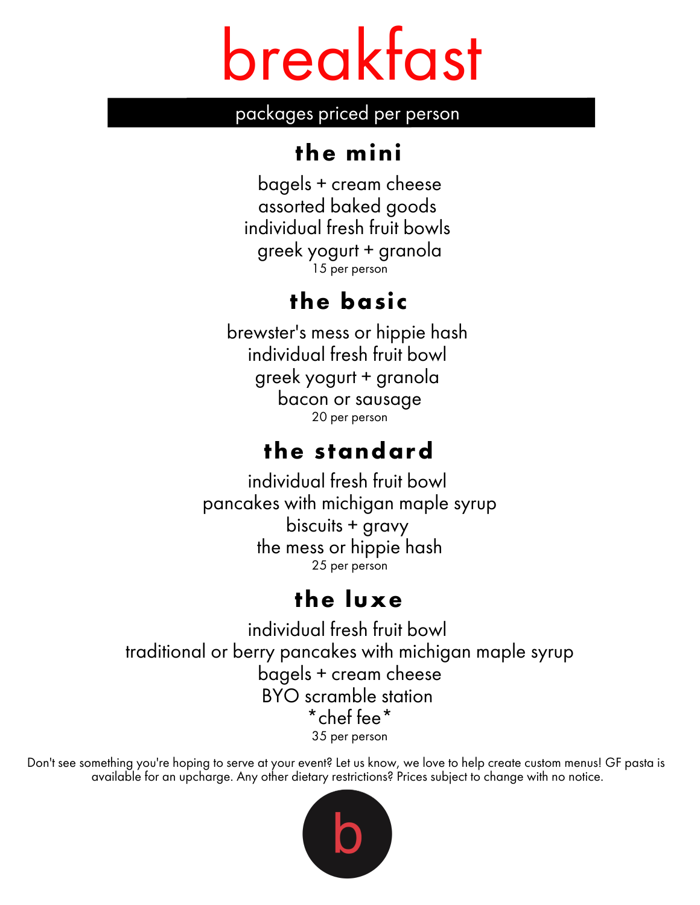# breakfast

packages priced per person

## the mini

bagels + cream cheese
assorted baked goods
individual fresh fruit bowls
greek yogurt + granola
15 per person

## the basic

brewster's mess or hippie hash
individual fresh fruit bowl
greek yogurt + granola
bacon or sausage
20 per person

## the standard

individual fresh fruit bowl
pancakes with michigan maple syrup
biscuits + gravy
the mess or hippie hash
25 per person

## the luxe

individual fresh fruit bowl
traditional or berry pancakes with michigan maple syrup
bagels + cream cheese
BYO scramble station
*chef fee*
35 per person

Don't see something you're hoping to serve at your event? Let us know, we love to help create custom menus! GF pasta is available for an upcharge. Any other dietary restrictions? Prices subject to change with no notice.

b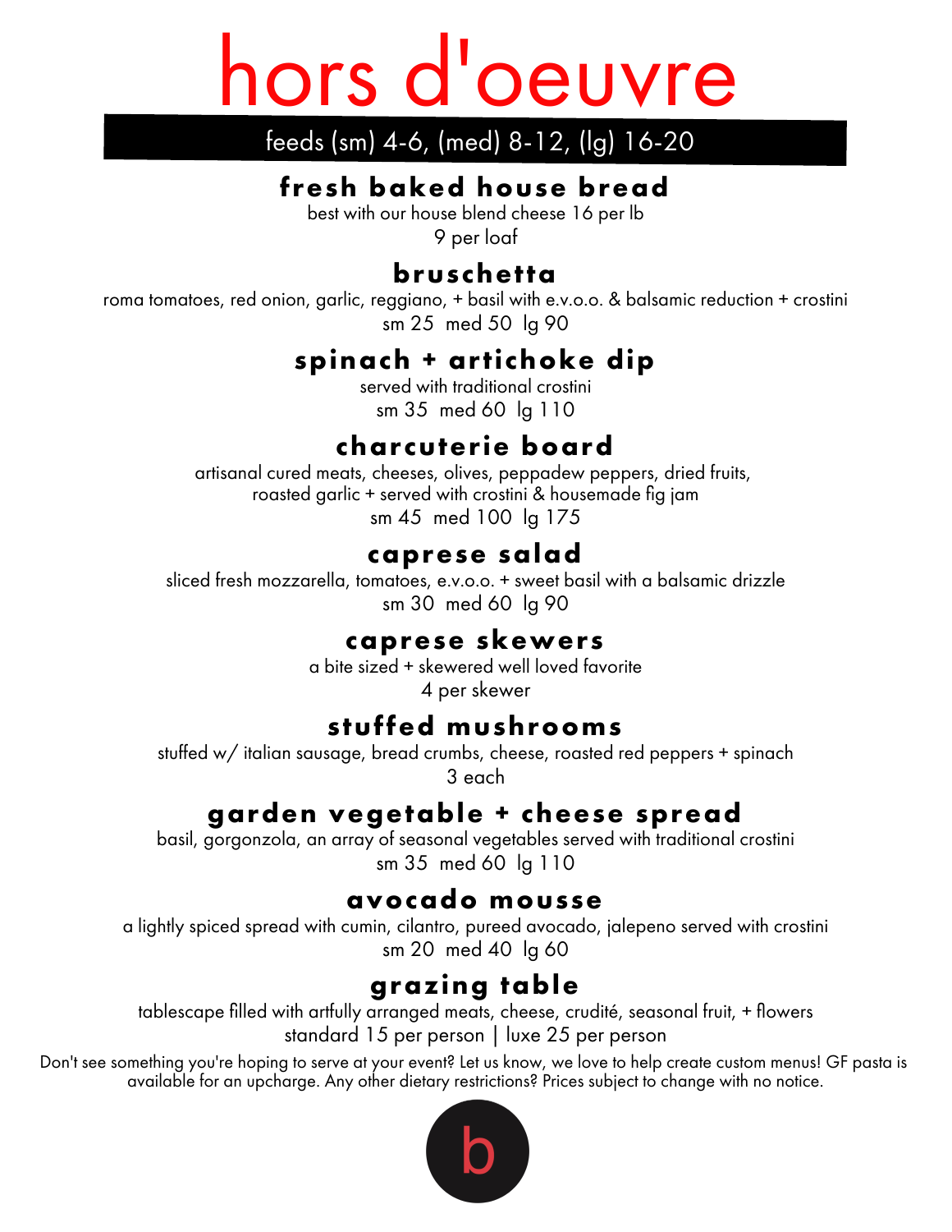# hors d'oeuvre

**feeds (sm) 4-6, (med) 8-12, (lg) 16-20**

## fresh baked house bread

best with our house blend cheese 16 per lb

9 per loaf

## bruschetta

roma tomatoes, red onion, garlic, reggiano, + basil with e.v.o.o. & balsamic reduction + crostini

sm 25 med 50 lg 90

## spinach + artichoke dip

served with traditional crostini

sm 35 med 60 lg 110

## charcuterie board

artisanal cured meats, cheeses, olives, peppadew peppers, dried fruits, roasted garlic + served with crostini & housemade fig jam

sm 45 med 100 lg 175

## caprese salad

sliced fresh mozzarella, tomatoes, e.v.o.o. + sweet basil with a balsamic drizzle

sm 30 med 60 lg 90

## caprese skewers

a bite sized + skewered well loved favorite

4 per skewer

## stuffed mushrooms

stuffed w/ italian sausage, bread crumbs, cheese, roasted red peppers + spinach

3 each

## garden vegetable + cheese spread

basil, gorgonzola, an array of seasonal vegetables served with traditional crostini

sm 35 med 60 lg 110

## avocado mousse

a lightly spiced spread with cumin, cilantro, pureed avocado, jalepeno served with crostini

sm 20 med 40 lg 60

## grazing table

tablescape filled with artfully arranged meats, cheese, crudité, seasonal fruit, + flowers

standard 15 per person | luxe 25 per person

Don't see something you're hoping to serve at your event? Let us know, we love to help create custom menus! GF pasta is available for an upcharge. Any other dietary restrictions? Prices subject to change with no notice.

b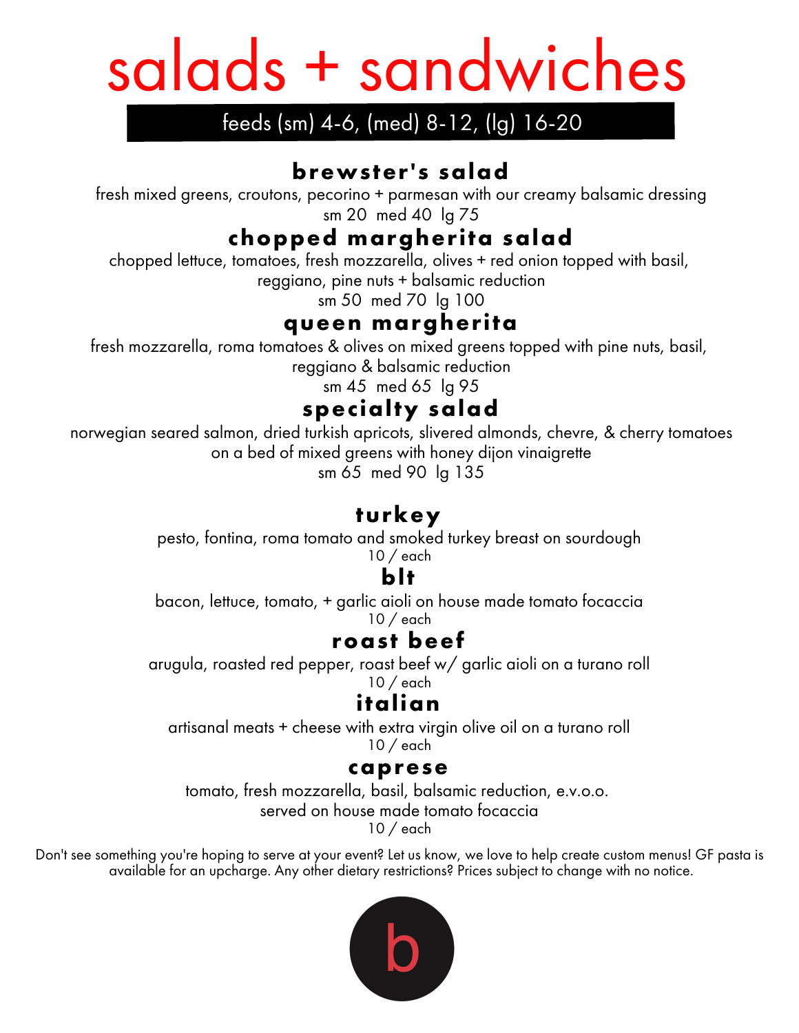# salads + sandwiches

feeds (sm) 4-6, (med) 8-12, (lg) 16-20

## brewster's salad

fresh mixed greens, croutons, pecorino + parmesan with our creamy balsamic dressing
sm 20 med 40 lg 75

## chopped margherita salad

chopped lettuce, tomatoes, fresh mozzarella, olives + red onion topped with basil, reggiano, pine nuts + balsamic reduction
sm 50 med 70 lg 100

## queen margherita

fresh mozzarella, roma tomatoes & olives on mixed greens topped with pine nuts, basil, reggiano & balsamic reduction
sm 45 med 65 lg 95

## specialty salad

norwegian seared salmon, dried turkish apricots, slivered almonds, chevre, & cherry tomatoes on a bed of mixed greens with honey dijon vinaigrette
sm 65 med 90 lg 135

## turkey

pesto, fontina, roma tomato and smoked turkey breast on sourdough
10 / each

## blt

bacon, lettuce, tomato, + garlic aioli on house made tomato focaccia
10 / each

## roast beef

arugula, roasted red pepper, roast beef w/ garlic aioli on a turano roll
10 / each

## italian

artisanal meats + cheese with extra virgin olive oil on a turano roll
10 / each

## caprese

tomato, fresh mozzarella, basil, balsamic reduction, e.v.o.o.
served on house made tomato focaccia
10 / each

Don't see something you're hoping to serve at your event? Let us know, we love to help create custom menus! GF pasta is available for an upcharge. Any other dietary restrictions? Prices subject to change with no notice.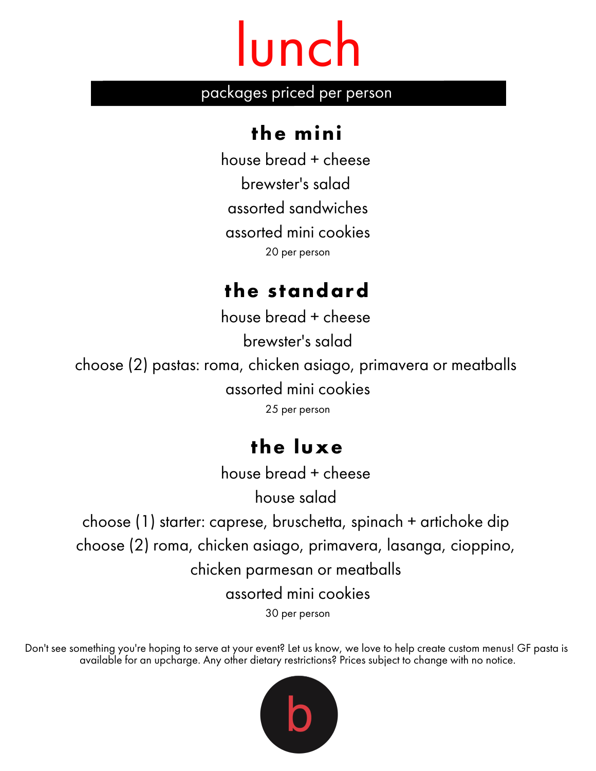# lunch

packages priced per person

## the mini

house bread + cheese

brewster's salad

assorted sandwiches

assorted mini cookies

20 per person

## the standard

house bread + cheese

brewster's salad

choose (2) pastas: roma, chicken asiago, primavera or meatballs

assorted mini cookies

25 per person

## the luxe

house bread + cheese

house salad

choose (1) starter: caprese, bruschetta, spinach + artichoke dip

choose (2) roma, chicken asiago, primavera, lasanga, cioppino, chicken parmesan or meatballs

assorted mini cookies

30 per person

Don't see something you're hoping to serve at your event? Let us know, we love to help create custom menus! GF pasta is available for an upcharge. Any other dietary restrictions? Prices subject to change with no notice.

b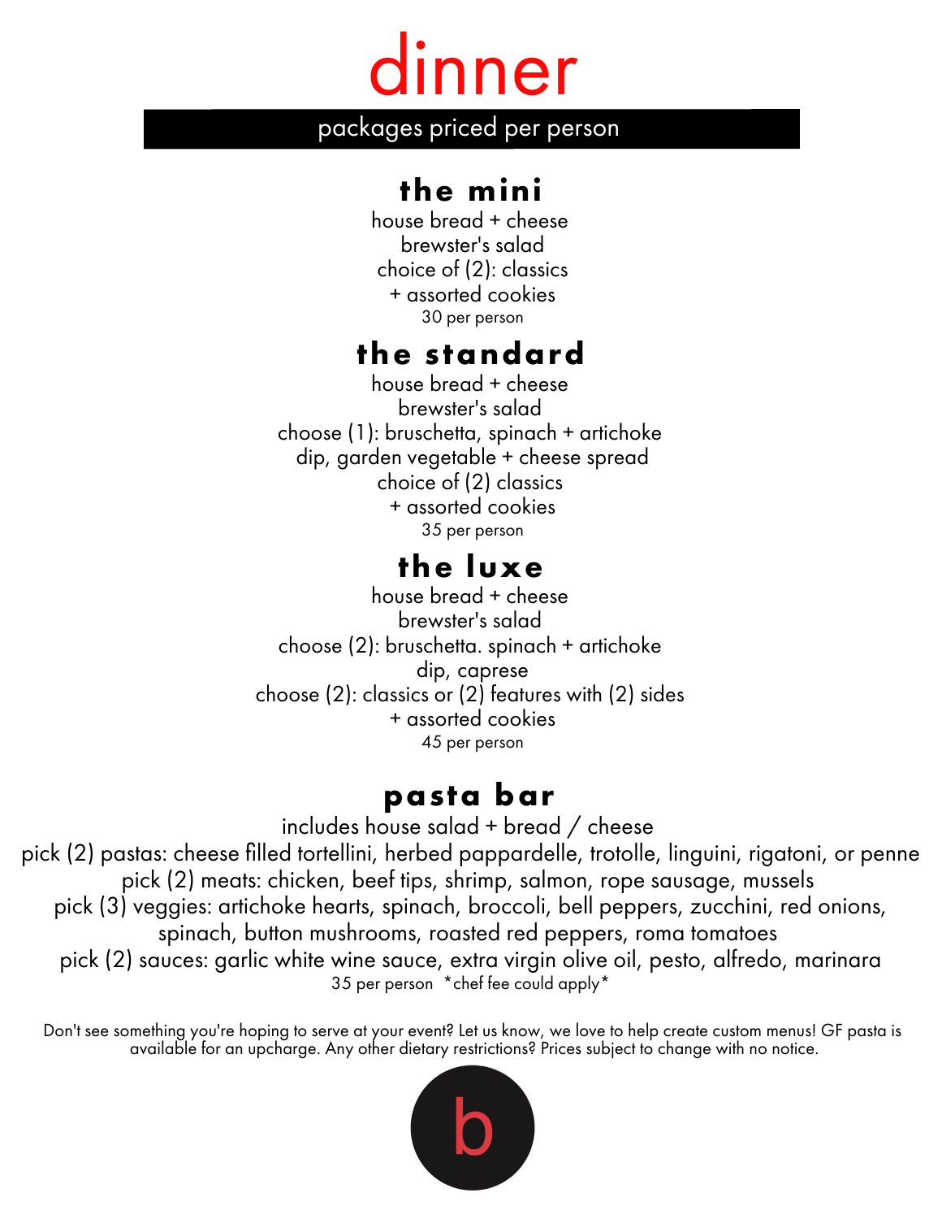# dinner

packages priced per person

## the mini

house bread + cheese
brewster's salad
choice of (2): classics
+ assorted cookies
30 per person

## the standard

house bread + cheese
brewster's salad
choose (1): bruschetta, spinach + artichoke dip, garden vegetable + cheese spread
choice of (2) classics
+ assorted cookies
35 per person

## the luxe

house bread + cheese
brewster's salad
choose (2): bruschetta. spinach + artichoke dip, caprese
choose (2): classics or (2) features with (2) sides
+ assorted cookies
45 per person

## pasta bar

includes house salad + bread / cheese
pick (2) pastas: cheese filled tortellini, herbed pappardelle, trotolle, linguini, rigatoni, or penne
pick (2) meats: chicken, beef tips, shrimp, salmon, rope sausage, mussels
pick (3) veggies: artichoke hearts, spinach, broccoli, bell peppers, zucchini, red onions, spinach, button mushrooms, roasted red peppers, roma tomatoes
pick (2) sauces: garlic white wine sauce, extra virgin olive oil, pesto, alfredo, marinara
35 per person *chef fee could apply*

Don't see something you're hoping to serve at your event? Let us know, we love to help create custom menus! GF pasta is available for an upcharge. Any other dietary restrictions? Prices subject to change with no notice.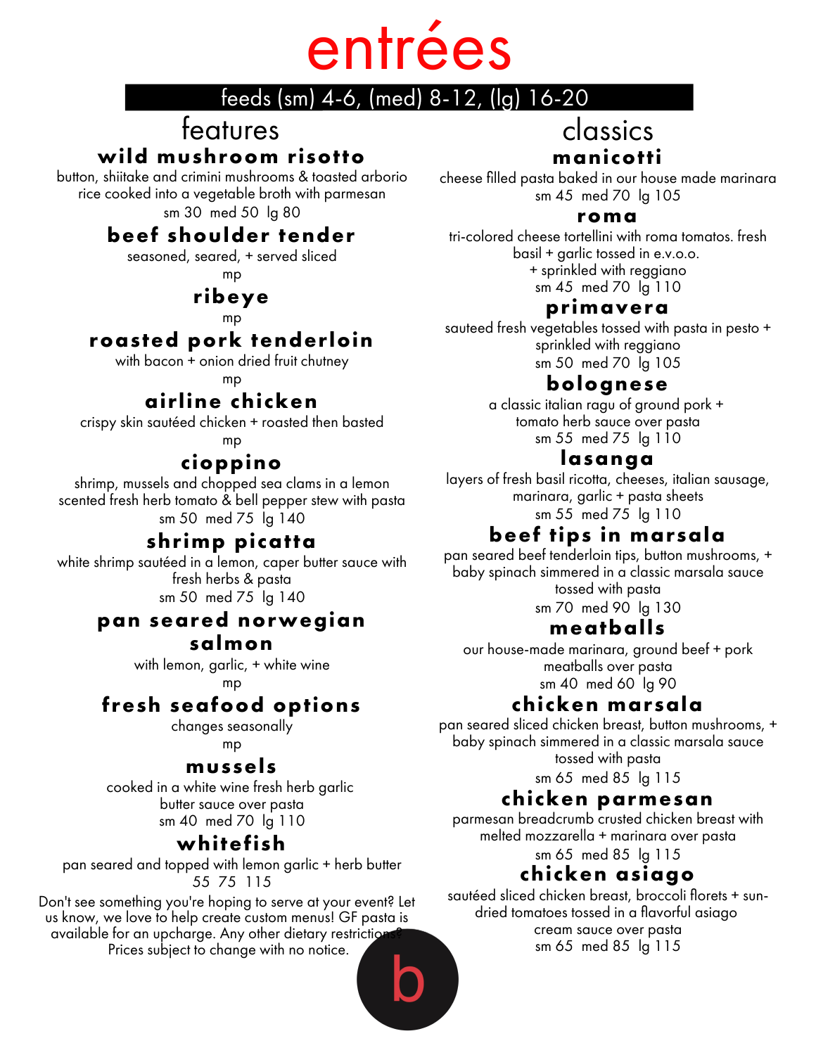# entrées

feeds (sm) 4-6, (med) 8-12, (lg) 16-20

## features

### wild mushroom risotto

button, shiitake and crimini mushrooms & toasted arborio rice cooked into a vegetable broth with parmesan

sm 30 med 50 lg 80

### beef shoulder tender

seasoned, seared, + served sliced

mp

### ribeye

mp

### roasted pork tenderloin

with bacon + onion dried fruit chutney

mp

### airline chicken

crispy skin sautéed chicken + roasted then basted

mp

### cioppino

shrimp, mussels and chopped sea clams in a lemon scented fresh herb tomato & bell pepper stew with pasta

sm 50 med 75 lg 140

### shrimp picatta

white shrimp sautéed in a lemon, caper butter sauce with fresh herbs & pasta

sm 50 med 75 lg 140

### pan seared norwegian salmon

with lemon, garlic, + white wine

mp

### fresh seafood options

changes seasonally

mp

### mussels

cooked in a white wine fresh herb garlic butter sauce over pasta

sm 40 med 70 lg 110

### whitefish

pan seared and topped with lemon garlic + herb butter

55 75 115

Don't see something you're hoping to serve at your event? Let us know, we love to help create custom menus! GF pasta is available for an upcharge. Any other dietary restrictions? Prices subject to change with no notice.

## classics

### manicotti

cheese filled pasta baked in our house made marinara

sm 45 med 70 lg 105

### roma

tri-colored cheese tortellini with roma tomatos. fresh basil + garlic tossed in e.v.o.o. + sprinkled with reggiano

sm 45 med 70 lg 110

### primavera

sauteed fresh vegetables tossed with pasta in pesto + sprinkled with reggiano

sm 50 med 70 lg 105

### bolognese

a classic italian ragu of ground pork + tomato herb sauce over pasta

sm 55 med 75 lg 110

### lasanga

layers of fresh basil ricotta, cheeses, italian sausage, marinara, garlic + pasta sheets

sm 55 med 75 lg 110

### beef tips in marsala

pan seared beef tenderloin tips, button mushrooms, + baby spinach simmered in a classic marsala sauce tossed with pasta

sm 70 med 90 lg 130

### meatballs

our house-made marinara, ground beef + pork meatballs over pasta

sm 40 med 60 lg 90

### chicken marsala

pan seared sliced chicken breast, button mushrooms, + baby spinach simmered in a classic marsala sauce tossed with pasta

sm 65 med 85 lg 115

### chicken parmesan

parmesan breadcrumb crusted chicken breast with melted mozzarella + marinara over pasta

sm 65 med 85 lg 115

### chicken asiago

sautéed sliced chicken breast, broccoli florets + sun-dried tomatoes tossed in a flavorful asiago cream sauce over pasta

sm 65 med 85 lg 115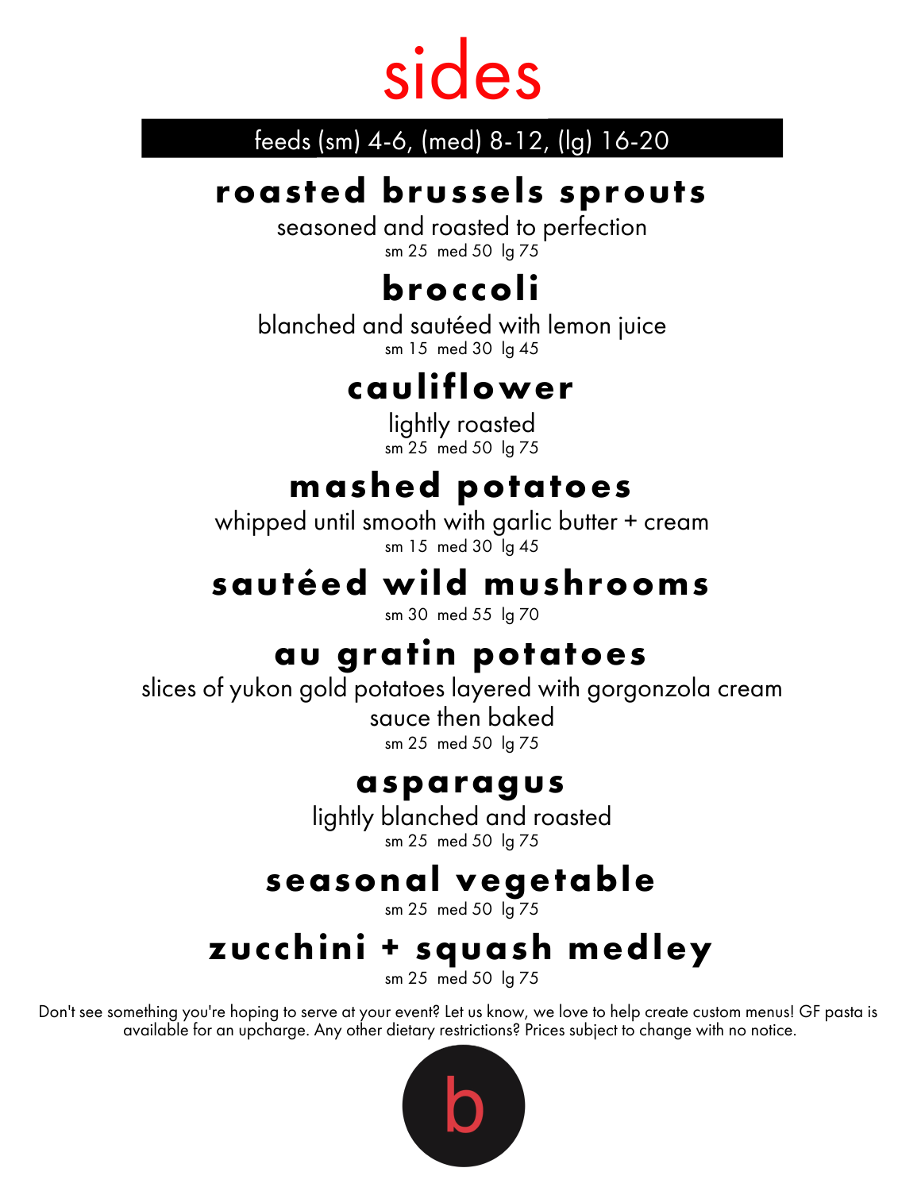# sides

feeds (sm) 4-6, (med) 8-12, (lg) 16-20

## roasted brussels sprouts

seasoned and roasted to perfection

sm 25 med 50 lg 75

## broccoli

blanched and sautéed with lemon juice

sm 15 med 30 lg 45

## cauliflower

lightly roasted

sm 25 med 50 lg 75

## mashed potatoes

whipped until smooth with garlic butter + cream

sm 15 med 30 lg 45

## sautéed wild mushrooms

sm 30 med 55 lg 70

## au gratin potatoes

slices of yukon gold potatoes layered with gorgonzola cream sauce then baked

sm 25 med 50 lg 75

## asparagus

lightly blanched and roasted

sm 25 med 50 lg 75

## seasonal vegetable

sm 25 med 50 lg 75

## zucchini + squash medley

sm 25 med 50 lg 75

Don't see something you're hoping to serve at your event? Let us know, we love to help create custom menus! GF pasta is available for an upcharge. Any other dietary restrictions? Prices subject to change with no notice.

b